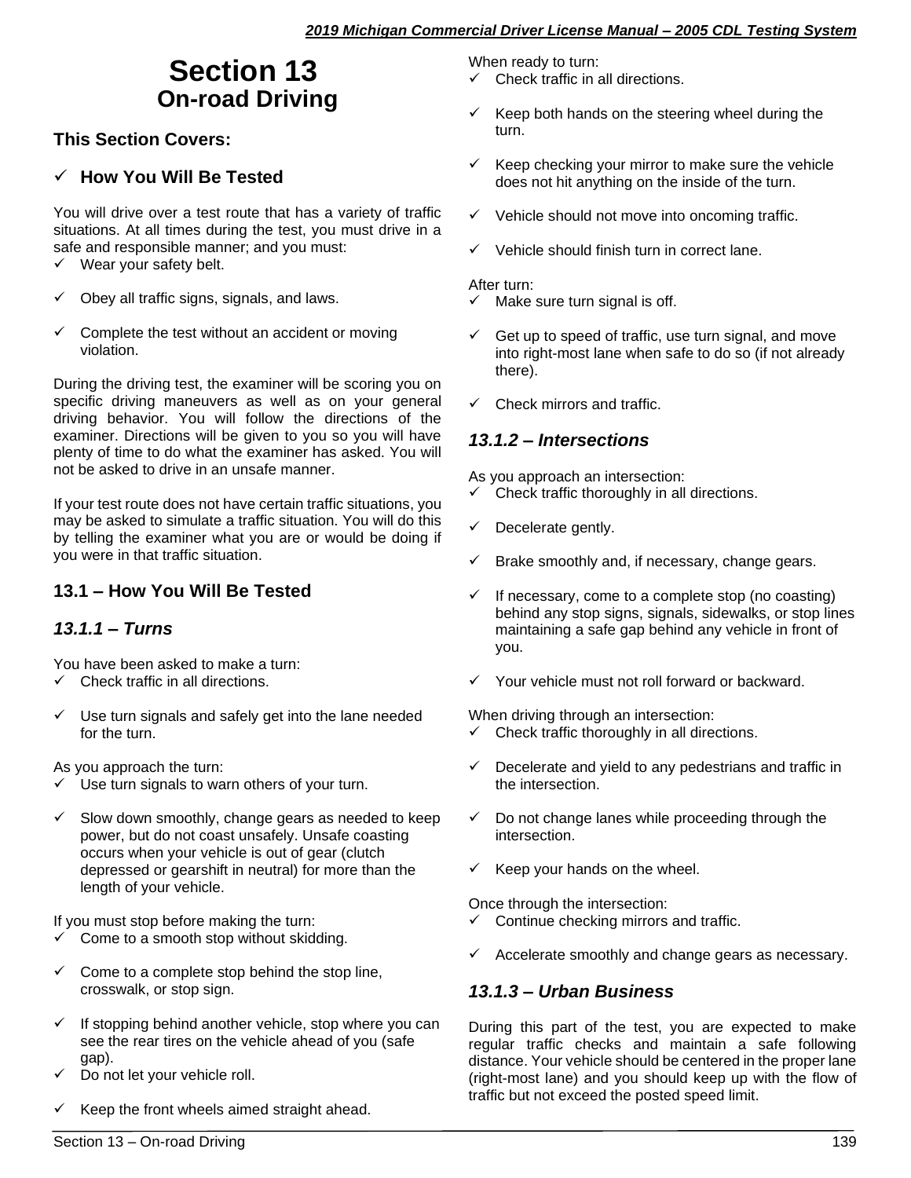# Section 13
## On-road Driving

### This Section Covers:

- ✓ **How You Will Be Tested**

You will drive over a test route that has a variety of traffic situations. At all times during the test, you must drive in a safe and responsible manner; and you must:

- ✓ Wear your safety belt.
- ✓ Obey all traffic signs, signals, and laws.
- ✓ Complete the test without an accident or moving violation.

During the driving test, the examiner will be scoring you on specific driving maneuvers as well as on your general driving behavior. You will follow the directions of the examiner. Directions will be given to you so you will have plenty of time to do what the examiner has asked. You will not be asked to drive in an unsafe manner.

If your test route does not have certain traffic situations, you may be asked to simulate a traffic situation. You will do this by telling the examiner what you are or would be doing if you were in that traffic situation.

### 13.1 – How You Will Be Tested

#### *13.1.1 – Turns*

You have been asked to make a turn:

- ✓ Check traffic in all directions.
- ✓ Use turn signals and safely get into the lane needed for the turn.

As you approach the turn:

- ✓ Use turn signals to warn others of your turn.
- ✓ Slow down smoothly, change gears as needed to keep power, but do not coast unsafely. Unsafe coasting occurs when your vehicle is out of gear (clutch depressed or gearshift in neutral) for more than the length of your vehicle.

If you must stop before making the turn:

- ✓ Come to a smooth stop without skidding.
- ✓ Come to a complete stop behind the stop line, crosswalk, or stop sign.
- ✓ If stopping behind another vehicle, stop where you can see the rear tires on the vehicle ahead of you (safe gap).
- ✓ Do not let your vehicle roll.
- ✓ Keep the front wheels aimed straight ahead.

When ready to turn:

- ✓ Check traffic in all directions.
- ✓ Keep both hands on the steering wheel during the turn.
- ✓ Keep checking your mirror to make sure the vehicle does not hit anything on the inside of the turn.
- ✓ Vehicle should not move into oncoming traffic.
- ✓ Vehicle should finish turn in correct lane.

After turn:

- ✓ Make sure turn signal is off.
- ✓ Get up to speed of traffic, use turn signal, and move into right-most lane when safe to do so (if not already there).
- ✓ Check mirrors and traffic.

#### *13.1.2 – Intersections*

As you approach an intersection:

- ✓ Check traffic thoroughly in all directions.
- ✓ Decelerate gently.
- ✓ Brake smoothly and, if necessary, change gears.
- ✓ If necessary, come to a complete stop (no coasting) behind any stop signs, signals, sidewalks, or stop lines maintaining a safe gap behind any vehicle in front of you.
- ✓ Your vehicle must not roll forward or backward.

When driving through an intersection:

- ✓ Check traffic thoroughly in all directions.
- ✓ Decelerate and yield to any pedestrians and traffic in the intersection.
- ✓ Do not change lanes while proceeding through the intersection.
- ✓ Keep your hands on the wheel.

Once through the intersection:

- ✓ Continue checking mirrors and traffic.
- ✓ Accelerate smoothly and change gears as necessary.

#### *13.1.3 – Urban Business*

During this part of the test, you are expected to make regular traffic checks and maintain a safe following distance. Your vehicle should be centered in the proper lane (right-most lane) and you should keep up with the flow of traffic but not exceed the posted speed limit.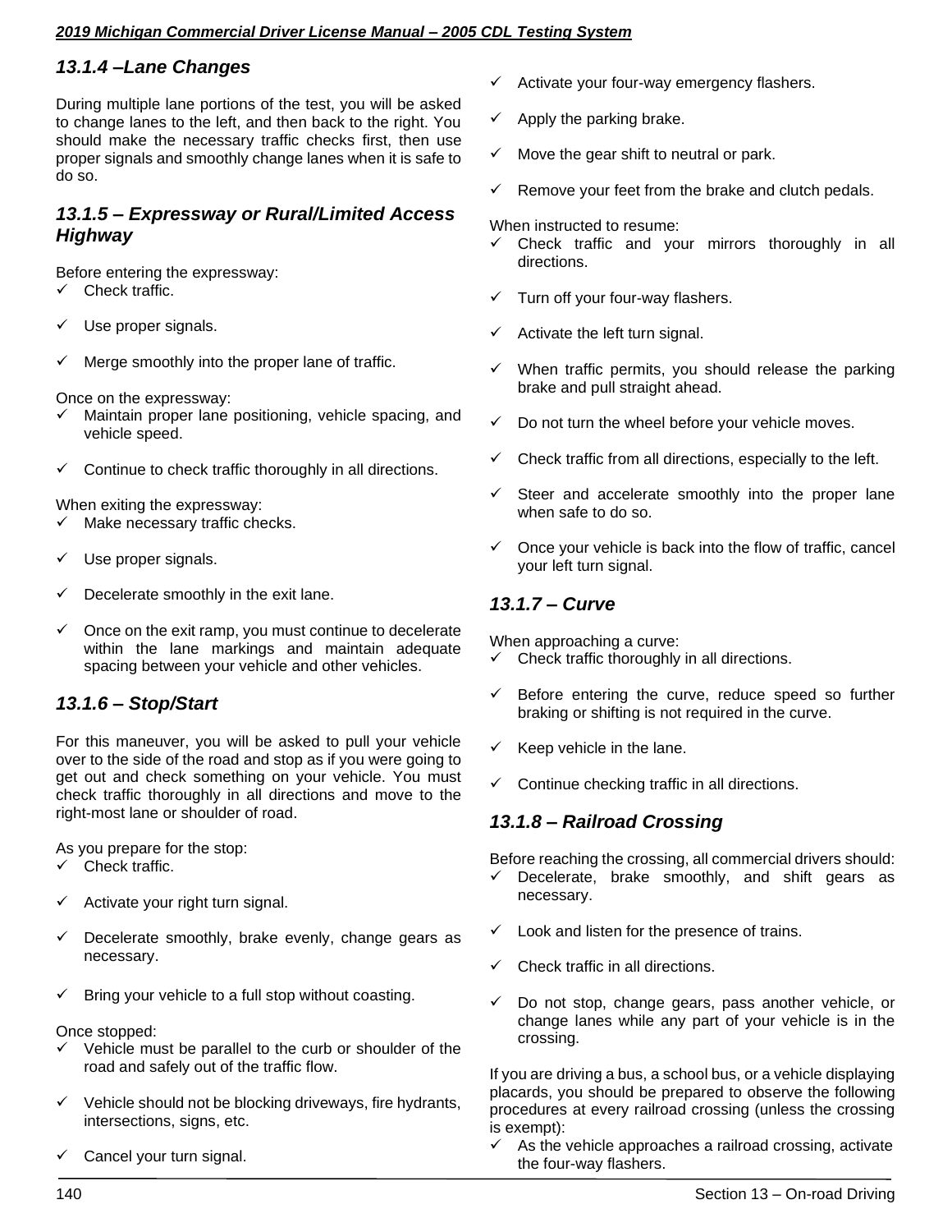### 13.1.4 –Lane Changes

During multiple lane portions of the test, you will be asked to change lanes to the left, and then back to the right. You should make the necessary traffic checks first, then use proper signals and smoothly change lanes when it is safe to do so.

### 13.1.5 – Expressway or Rural/Limited Access Highway

Before entering the expressway:

- ✓ Check traffic.
- ✓ Use proper signals.
- ✓ Merge smoothly into the proper lane of traffic.

Once on the expressway:

- ✓ Maintain proper lane positioning, vehicle spacing, and vehicle speed.
- ✓ Continue to check traffic thoroughly in all directions.

When exiting the expressway:

- ✓ Make necessary traffic checks.
- ✓ Use proper signals.
- ✓ Decelerate smoothly in the exit lane.
- ✓ Once on the exit ramp, you must continue to decelerate within the lane markings and maintain adequate spacing between your vehicle and other vehicles.

### 13.1.6 – Stop/Start

For this maneuver, you will be asked to pull your vehicle over to the side of the road and stop as if you were going to get out and check something on your vehicle. You must check traffic thoroughly in all directions and move to the right-most lane or shoulder of road.

As you prepare for the stop:

- ✓ Check traffic.
- ✓ Activate your right turn signal.
- ✓ Decelerate smoothly, brake evenly, change gears as necessary.
- ✓ Bring your vehicle to a full stop without coasting.

Once stopped:

- ✓ Vehicle must be parallel to the curb or shoulder of the road and safely out of the traffic flow.
- ✓ Vehicle should not be blocking driveways, fire hydrants, intersections, signs, etc.
- ✓ Cancel your turn signal.
- ✓ Activate your four-way emergency flashers.
- ✓ Apply the parking brake.
- ✓ Move the gear shift to neutral or park.
- ✓ Remove your feet from the brake and clutch pedals.

When instructed to resume:

- ✓ Check traffic and your mirrors thoroughly in all directions.
- ✓ Turn off your four-way flashers.
- ✓ Activate the left turn signal.
- ✓ When traffic permits, you should release the parking brake and pull straight ahead.
- ✓ Do not turn the wheel before your vehicle moves.
- ✓ Check traffic from all directions, especially to the left.
- ✓ Steer and accelerate smoothly into the proper lane when safe to do so.
- ✓ Once your vehicle is back into the flow of traffic, cancel your left turn signal.

### 13.1.7 – Curve

When approaching a curve:

- ✓ Check traffic thoroughly in all directions.
- ✓ Before entering the curve, reduce speed so further braking or shifting is not required in the curve.
- ✓ Keep vehicle in the lane.
- ✓ Continue checking traffic in all directions.

### 13.1.8 – Railroad Crossing

Before reaching the crossing, all commercial drivers should:

- ✓ Decelerate, brake smoothly, and shift gears as necessary.
- ✓ Look and listen for the presence of trains.
- ✓ Check traffic in all directions.
- ✓ Do not stop, change gears, pass another vehicle, or change lanes while any part of your vehicle is in the crossing.

If you are driving a bus, a school bus, or a vehicle displaying placards, you should be prepared to observe the following procedures at every railroad crossing (unless the crossing is exempt):

- ✓ As the vehicle approaches a railroad crossing, activate the four-way flashers.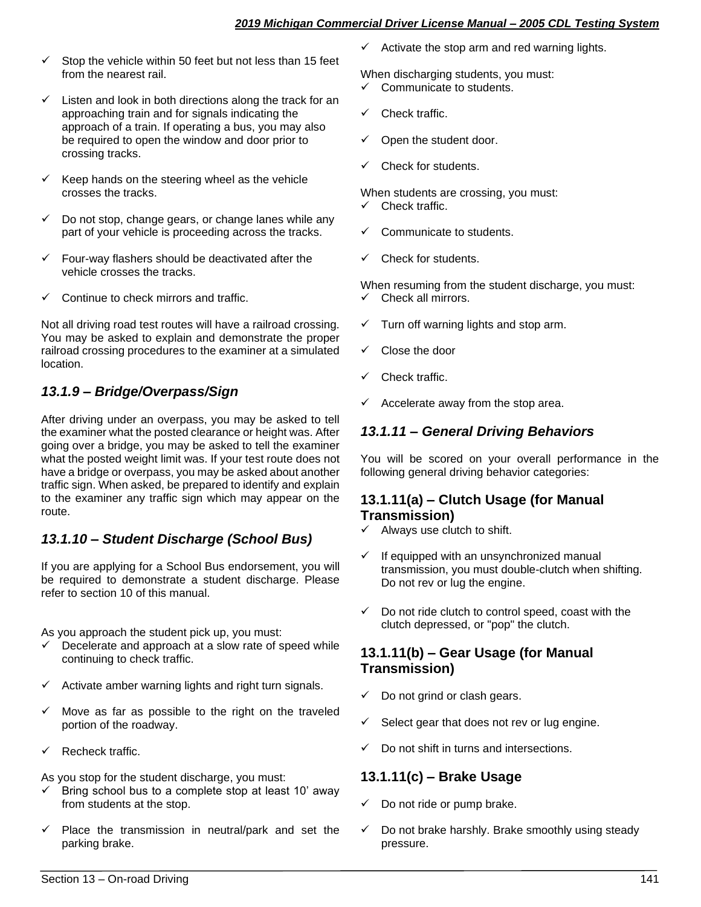- ✓ Stop the vehicle within 50 feet but not less than 15 feet from the nearest rail.
- ✓ Listen and look in both directions along the track for an approaching train and for signals indicating the approach of a train. If operating a bus, you may also be required to open the window and door prior to crossing tracks.
- ✓ Keep hands on the steering wheel as the vehicle crosses the tracks.
- ✓ Do not stop, change gears, or change lanes while any part of your vehicle is proceeding across the tracks.
- ✓ Four-way flashers should be deactivated after the vehicle crosses the tracks.
- ✓ Continue to check mirrors and traffic.

Not all driving road test routes will have a railroad crossing. You may be asked to explain and demonstrate the proper railroad crossing procedures to the examiner at a simulated location.

### *13.1.9 – Bridge/Overpass/Sign*

After driving under an overpass, you may be asked to tell the examiner what the posted clearance or height was. After going over a bridge, you may be asked to tell the examiner what the posted weight limit was. If your test route does not have a bridge or overpass, you may be asked about another traffic sign. When asked, be prepared to identify and explain to the examiner any traffic sign which may appear on the route.

### *13.1.10 – Student Discharge (School Bus)*

If you are applying for a School Bus endorsement, you will be required to demonstrate a student discharge. Please refer to section 10 of this manual.

As you approach the student pick up, you must:

- ✓ Decelerate and approach at a slow rate of speed while continuing to check traffic.
- ✓ Activate amber warning lights and right turn signals.
- ✓ Move as far as possible to the right on the traveled portion of the roadway.
- ✓ Recheck traffic.

As you stop for the student discharge, you must:

- ✓ Bring school bus to a complete stop at least 10' away from students at the stop.
- ✓ Place the transmission in neutral/park and set the parking brake.
- ✓ Activate the stop arm and red warning lights.

When discharging students, you must:

- ✓ Communicate to students.
- ✓ Check traffic.
- ✓ Open the student door.
- ✓ Check for students.

When students are crossing, you must:

- ✓ Check traffic.
- ✓ Communicate to students.
- ✓ Check for students.

When resuming from the student discharge, you must:

- ✓ Check all mirrors.
- ✓ Turn off warning lights and stop arm.
- ✓ Close the door
- ✓ Check traffic.
- ✓ Accelerate away from the stop area.

### *13.1.11 – General Driving Behaviors*

You will be scored on your overall performance in the following general driving behavior categories:

#### 13.1.11(a) – Clutch Usage (for Manual Transmission)

- ✓ Always use clutch to shift.
- ✓ If equipped with an unsynchronized manual transmission, you must double-clutch when shifting. Do not rev or lug the engine.
- ✓ Do not ride clutch to control speed, coast with the clutch depressed, or "pop" the clutch.

#### 13.1.11(b) – Gear Usage (for Manual Transmission)

- ✓ Do not grind or clash gears.
- ✓ Select gear that does not rev or lug engine.
- ✓ Do not shift in turns and intersections.

#### 13.1.11(c) – Brake Usage

- ✓ Do not ride or pump brake.
- ✓ Do not brake harshly. Brake smoothly using steady pressure.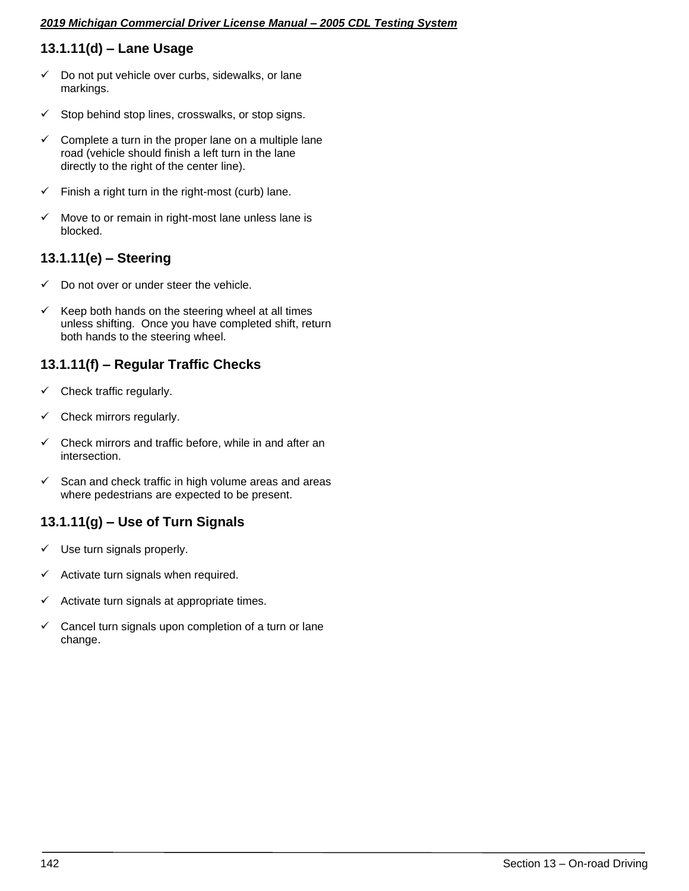### 13.1.11(d) – Lane Usage

- ✓ Do not put vehicle over curbs, sidewalks, or lane markings.
- ✓ Stop behind stop lines, crosswalks, or stop signs.
- ✓ Complete a turn in the proper lane on a multiple lane road (vehicle should finish a left turn in the lane directly to the right of the center line).
- ✓ Finish a right turn in the right-most (curb) lane.
- ✓ Move to or remain in right-most lane unless lane is blocked.

### 13.1.11(e) – Steering

- ✓ Do not over or under steer the vehicle.
- ✓ Keep both hands on the steering wheel at all times unless shifting. Once you have completed shift, return both hands to the steering wheel.

### 13.1.11(f) – Regular Traffic Checks

- ✓ Check traffic regularly.
- ✓ Check mirrors regularly.
- ✓ Check mirrors and traffic before, while in and after an intersection.
- ✓ Scan and check traffic in high volume areas and areas where pedestrians are expected to be present.

### 13.1.11(g) – Use of Turn Signals

- ✓ Use turn signals properly.
- ✓ Activate turn signals when required.
- ✓ Activate turn signals at appropriate times.
- ✓ Cancel turn signals upon completion of a turn or lane change.